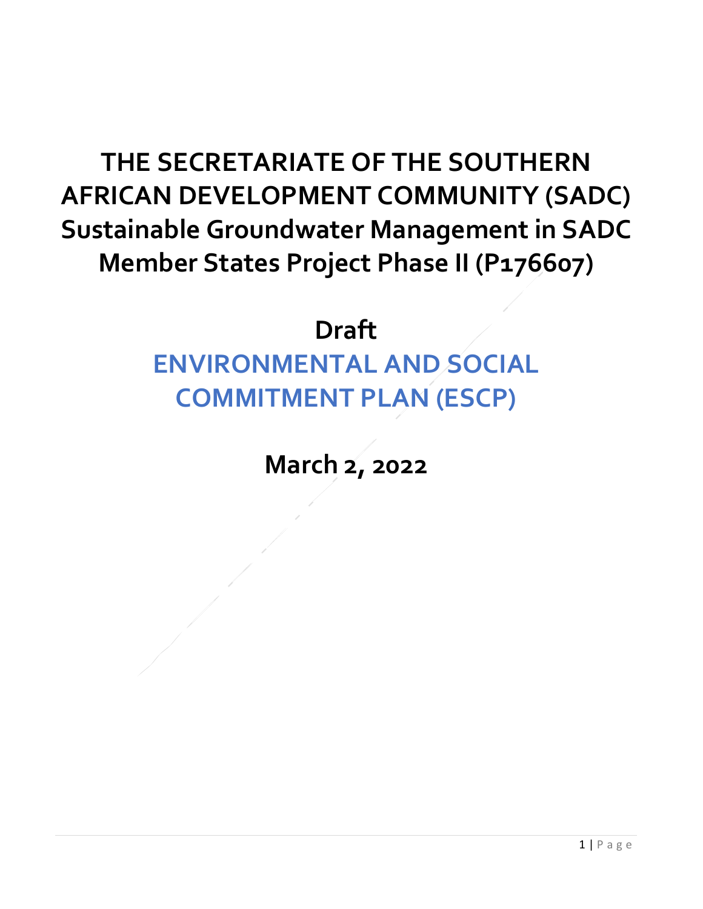# THE SECRETARIATE OF THE SOUTHERN AFRICAN DEVELOPMENT COMMUNITY (SADC) Sustainable Groundwater Management in SADC Member States Project Phase II (P176607)

## Draft

## ENVIRONMENTAL AND SOCIAL COMMITMENT PLAN (ESCP)

**March 2, 2022**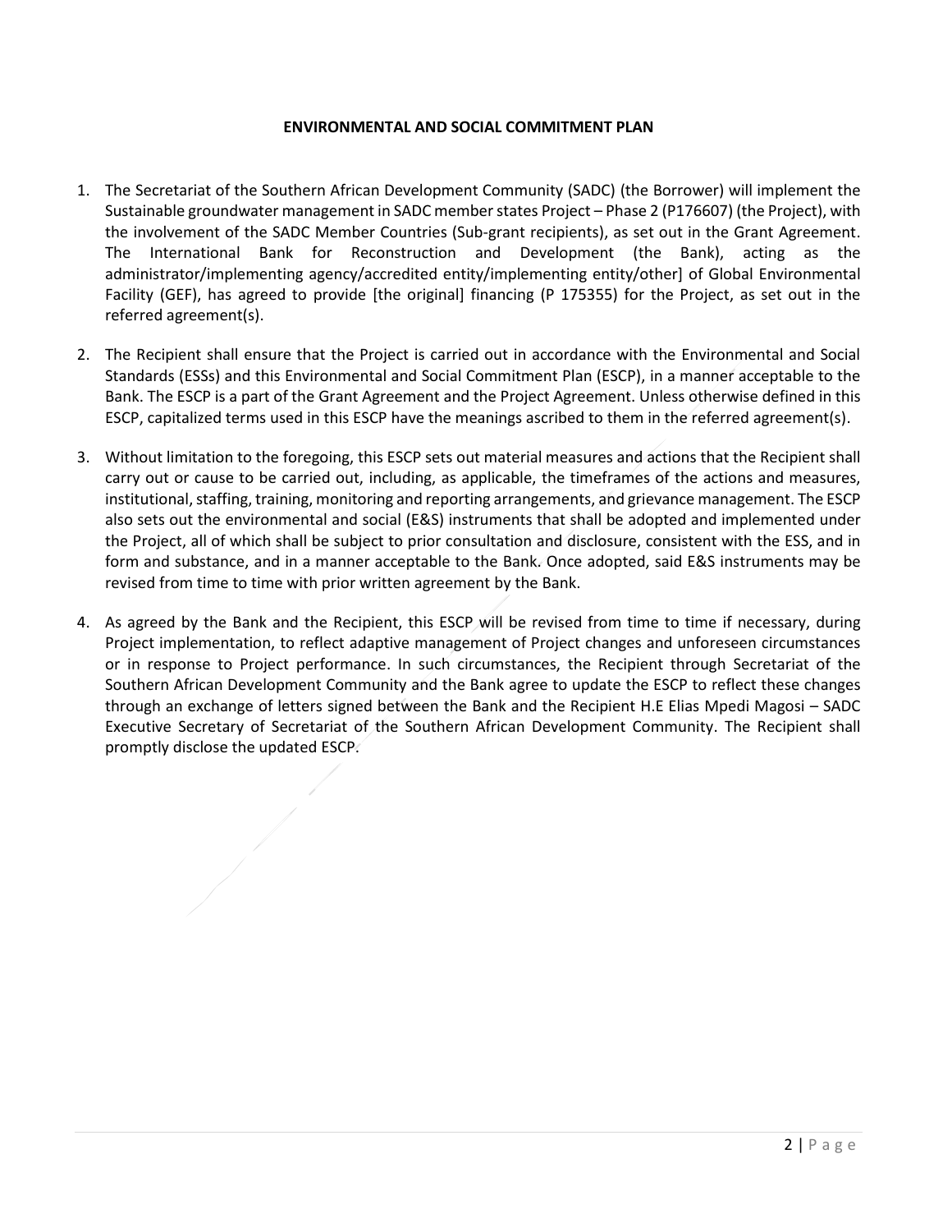**ENVIRONMENTAL AND SOCIAL COMMITMENT PLAN**

1. The Secretariat of the Southern African Development Community (SADC) (the Borrower) will implement the Sustainable groundwater management in SADC member states Project – Phase 2 (P176607) (the Project), with the involvement of the SADC Member Countries (Sub-grant recipients), as set out in the Grant Agreement. The International Bank for Reconstruction and Development (the Bank), acting as the administrator/implementing agency/accredited entity/implementing entity/other] of Global Environmental Facility (GEF), has agreed to provide [the original] financing (P 175355) for the Project, as set out in the referred agreement(s).

2. The Recipient shall ensure that the Project is carried out in accordance with the Environmental and Social Standards (ESSs) and this Environmental and Social Commitment Plan (ESCP), in a manner acceptable to the Bank. The ESCP is a part of the Grant Agreement and the Project Agreement. Unless otherwise defined in this ESCP, capitalized terms used in this ESCP have the meanings ascribed to them in the referred agreement(s).

3. Without limitation to the foregoing, this ESCP sets out material measures and actions that the Recipient shall carry out or cause to be carried out, including, as applicable, the timeframes of the actions and measures, institutional, staffing, training, monitoring and reporting arrangements, and grievance management. The ESCP also sets out the environmental and social (E&S) instruments that shall be adopted and implemented under the Project, all of which shall be subject to prior consultation and disclosure, consistent with the ESS, and in form and substance, and in a manner acceptable to the Bank. Once adopted, said E&S instruments may be revised from time to time with prior written agreement by the Bank.

4. As agreed by the Bank and the Recipient, this ESCP will be revised from time to time if necessary, during Project implementation, to reflect adaptive management of Project changes and unforeseen circumstances or in response to Project performance. In such circumstances, the Recipient through Secretariat of the Southern African Development Community and the Bank agree to update the ESCP to reflect these changes through an exchange of letters signed between the Bank and the Recipient H.E Elias Mpedi Magosi – SADC Executive Secretary of Secretariat of the Southern African Development Community. The Recipient shall promptly disclose the updated ESCP.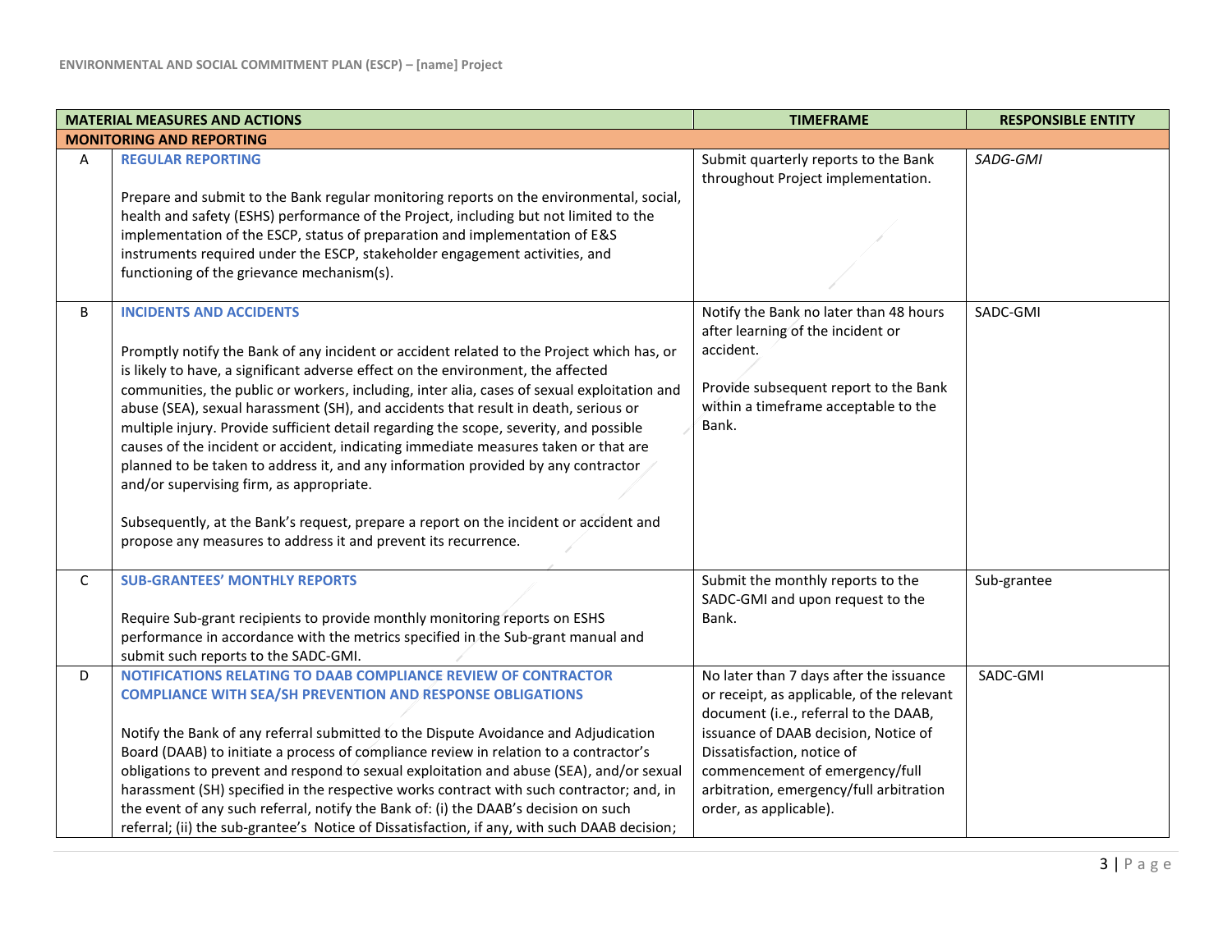| | MATERIAL MEASURES AND ACTIONS | TIMEFRAME | RESPONSIBLE ENTITY |
|---|---|---|---|
| **MONITORING AND REPORTING** | | | |
| A | **REGULAR REPORTING**<br><br>Prepare and submit to the Bank regular monitoring reports on the environmental, social, health and safety (ESHS) performance of the Project, including but not limited to the implementation of the ESCP, status of preparation and implementation of E&S instruments required under the ESCP, stakeholder engagement activities, and functioning of the grievance mechanism(s). | Submit quarterly reports to the Bank throughout Project implementation. | *SADG-GMI* |
| B | **INCIDENTS AND ACCIDENTS**<br><br>Promptly notify the Bank of any incident or accident related to the Project which has, or is likely to have, a significant adverse effect on the environment, the affected communities, the public or workers, including, inter alia, cases of sexual exploitation and abuse (SEA), sexual harassment (SH), and accidents that result in death, serious or multiple injury. Provide sufficient detail regarding the scope, severity, and possible causes of the incident or accident, indicating immediate measures taken or that are planned to be taken to address it, and any information provided by any contractor and/or supervising firm, as appropriate.<br><br>Subsequently, at the Bank's request, prepare a report on the incident or accident and propose any measures to address it and prevent its recurrence. | Notify the Bank no later than 48 hours after learning of the incident or accident.<br><br>Provide subsequent report to the Bank within a timeframe acceptable to the Bank. | SADC-GMI |
| C | **SUB-GRANTEES' MONTHLY REPORTS**<br><br>Require Sub-grant recipients to provide monthly monitoring reports on ESHS performance in accordance with the metrics specified in the Sub-grant manual and submit such reports to the SADC-GMI. | Submit the monthly reports to the SADC-GMI and upon request to the Bank. | Sub-grantee |
| D | **NOTIFICATIONS RELATING TO DAAB COMPLIANCE REVIEW OF CONTRACTOR COMPLIANCE WITH SEA/SH PREVENTION AND RESPONSE OBLIGATIONS**<br><br>Notify the Bank of any referral submitted to the Dispute Avoidance and Adjudication Board (DAAB) to initiate a process of compliance review in relation to a contractor's obligations to prevent and respond to sexual exploitation and abuse (SEA), and/or sexual harassment (SH) specified in the respective works contract with such contractor; and, in the event of any such referral, notify the Bank of: (i) the DAAB's decision on such referral; (ii) the sub-grantee's Notice of Dissatisfaction, if any, with such DAAB decision; | No later than 7 days after the issuance or receipt, as applicable, of the relevant document (i.e., referral to the DAAB, issuance of DAAB decision, Notice of Dissatisfaction, notice of commencement of emergency/full arbitration, emergency/full arbitration order, as applicable). | SADC-GMI |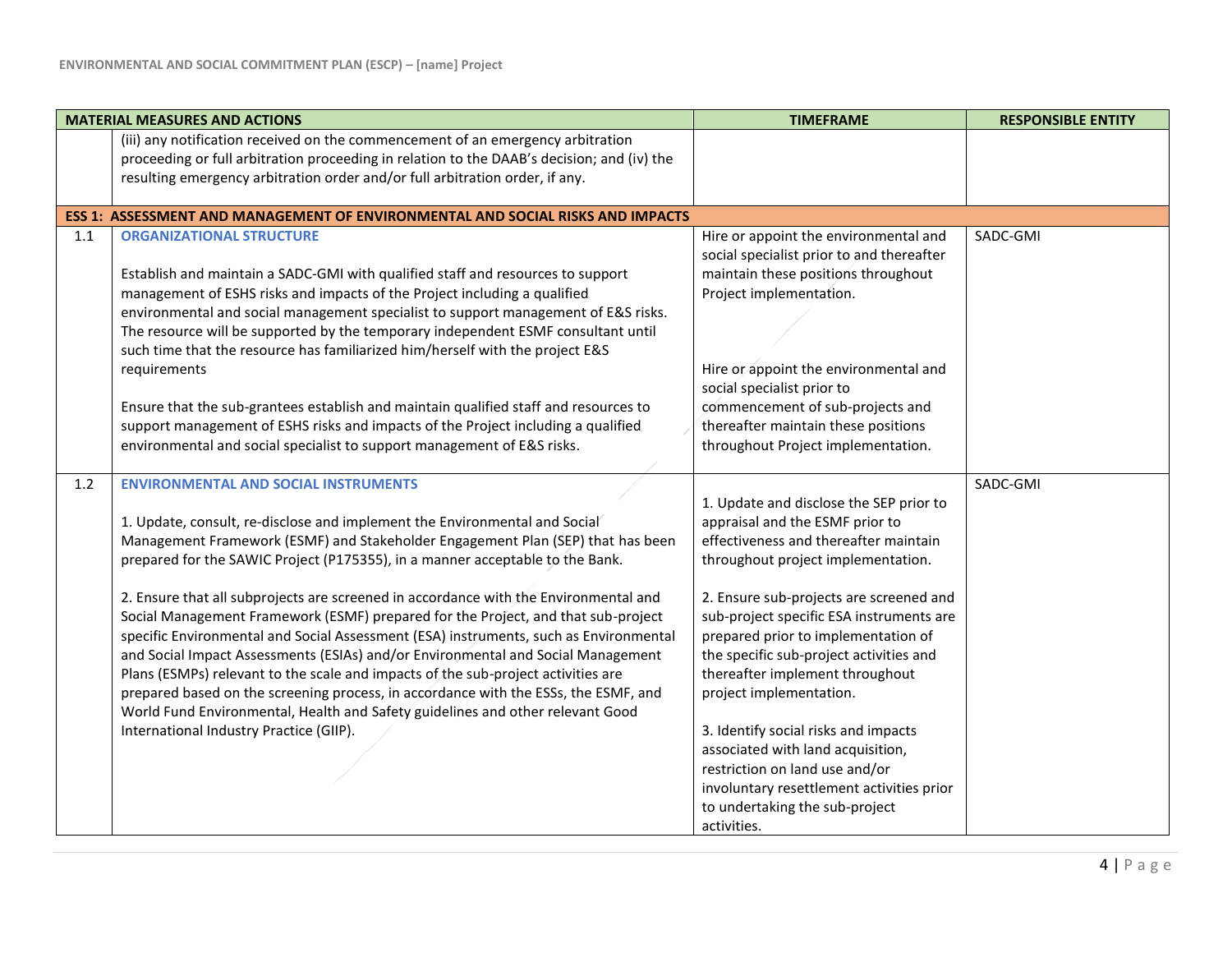| MATERIAL MEASURES AND ACTIONS | | TIMEFRAME | RESPONSIBLE ENTITY |
|---|---|---|---|
| | (iii) any notification received on the commencement of an emergency arbitration proceeding or full arbitration proceeding in relation to the DAAB's decision; and (iv) the resulting emergency arbitration order and/or full arbitration order, if any. | | |
| **ESS 1: ASSESSMENT AND MANAGEMENT OF ENVIRONMENTAL AND SOCIAL RISKS AND IMPACTS** | | | |
| 1.1 | **ORGANIZATIONAL STRUCTURE**<br><br>Establish and maintain a SADC-GMI with qualified staff and resources to support management of ESHS risks and impacts of the Project including a qualified environmental and social management specialist to support management of E&S risks. The resource will be supported by the temporary independent ESMF consultant until such time that the resource has familiarized him/herself with the project E&S requirements<br><br>Ensure that the sub-grantees establish and maintain qualified staff and resources to support management of ESHS risks and impacts of the Project including a qualified environmental and social specialist to support management of E&S risks. | Hire or appoint the environmental and social specialist prior to and thereafter maintain these positions throughout Project implementation.<br><br>Hire or appoint the environmental and social specialist prior to commencement of sub-projects and thereafter maintain these positions throughout Project implementation. | SADC-GMI |
| 1.2 | **ENVIRONMENTAL AND SOCIAL INSTRUMENTS**<br><br>1. Update, consult, re-disclose and implement the Environmental and Social Management Framework (ESMF) and Stakeholder Engagement Plan (SEP) that has been prepared for the SAWIC Project (P175355), in a manner acceptable to the Bank.<br><br>2. Ensure that all subprojects are screened in accordance with the Environmental and Social Management Framework (ESMF) prepared for the Project, and that sub-project specific Environmental and Social Assessment (ESA) instruments, such as Environmental and Social Impact Assessments (ESIAs) and/or Environmental and Social Management Plans (ESMPs) relevant to the scale and impacts of the sub-project activities are prepared based on the screening process, in accordance with the ESSs, the ESMF, and World Fund Environmental, Health and Safety guidelines and other relevant Good International Industry Practice (GIIP). | 1. Update and disclose the SEP prior to appraisal and the ESMF prior to effectiveness and thereafter maintain throughout project implementation.<br><br>2. Ensure sub-projects are screened and sub-project specific ESA instruments are prepared prior to implementation of the specific sub-project activities and thereafter implement throughout project implementation.<br><br>3. Identify social risks and impacts associated with land acquisition, restriction on land use and/or involuntary resettlement activities prior to undertaking the sub-project activities. | SADC-GMI |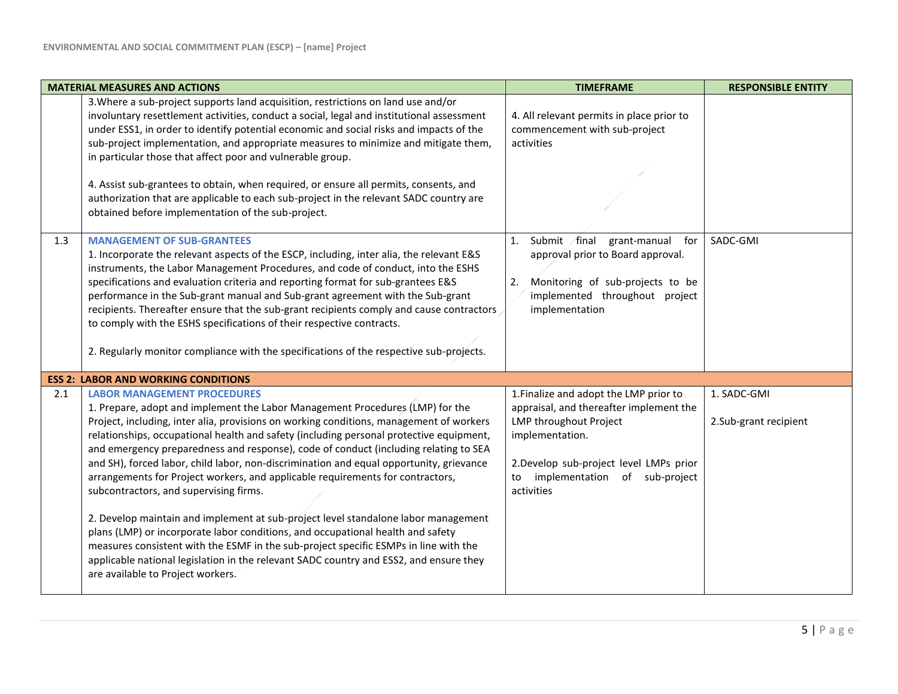| MATERIAL MEASURES AND ACTIONS | | TIMEFRAME | RESPONSIBLE ENTITY |
|---|---|---|---|
| | 3.Where a sub-project supports land acquisition, restrictions on land use and/or involuntary resettlement activities, conduct a social, legal and institutional assessment under ESS1, in order to identify potential economic and social risks and impacts of the sub-project implementation, and appropriate measures to minimize and mitigate them, in particular those that affect poor and vulnerable group.<br><br>4. Assist sub-grantees to obtain, when required, or ensure all permits, consents, and authorization that are applicable to each sub-project in the relevant SADC country are obtained before implementation of the sub-project. | 4. All relevant permits in place prior to commencement with sub-project activities | |
| 1.3 | **MANAGEMENT OF SUB-GRANTEES**<br>1. Incorporate the relevant aspects of the ESCP, including, inter alia, the relevant E&S instruments, the Labor Management Procedures, and code of conduct, into the ESHS specifications and evaluation criteria and reporting format for sub-grantees E&S performance in the Sub-grant manual and Sub-grant agreement with the Sub-grant recipients. Thereafter ensure that the sub-grant recipients comply and cause contractors to comply with the ESHS specifications of their respective contracts.<br><br>2. Regularly monitor compliance with the specifications of the respective sub-projects. | 1. Submit final grant-manual for approval prior to Board approval.<br><br>2. Monitoring of sub-projects to be implemented throughout project implementation | SADC-GMI |
| **ESS 2: LABOR AND WORKING CONDITIONS** | | | |
| 2.1 | **LABOR MANAGEMENT PROCEDURES**<br>1. Prepare, adopt and implement the Labor Management Procedures (LMP) for the Project, including, inter alia, provisions on working conditions, management of workers relationships, occupational health and safety (including personal protective equipment, and emergency preparedness and response), code of conduct (including relating to SEA and SH), forced labor, child labor, non-discrimination and equal opportunity, grievance arrangements for Project workers, and applicable requirements for contractors, subcontractors, and supervising firms.<br><br>2. Develop maintain and implement at sub-project level standalone labor management plans (LMP) or incorporate labor conditions, and occupational health and safety measures consistent with the ESMF in the sub-project specific ESMPs in line with the applicable national legislation in the relevant SADC country and ESS2, and ensure they are available to Project workers. | 1.Finalize and adopt the LMP prior to appraisal, and thereafter implement the LMP throughout Project implementation.<br><br>2.Develop sub-project level LMPs prior to implementation of sub-project activities | 1. SADC-GMI<br><br>2.Sub-grant recipient |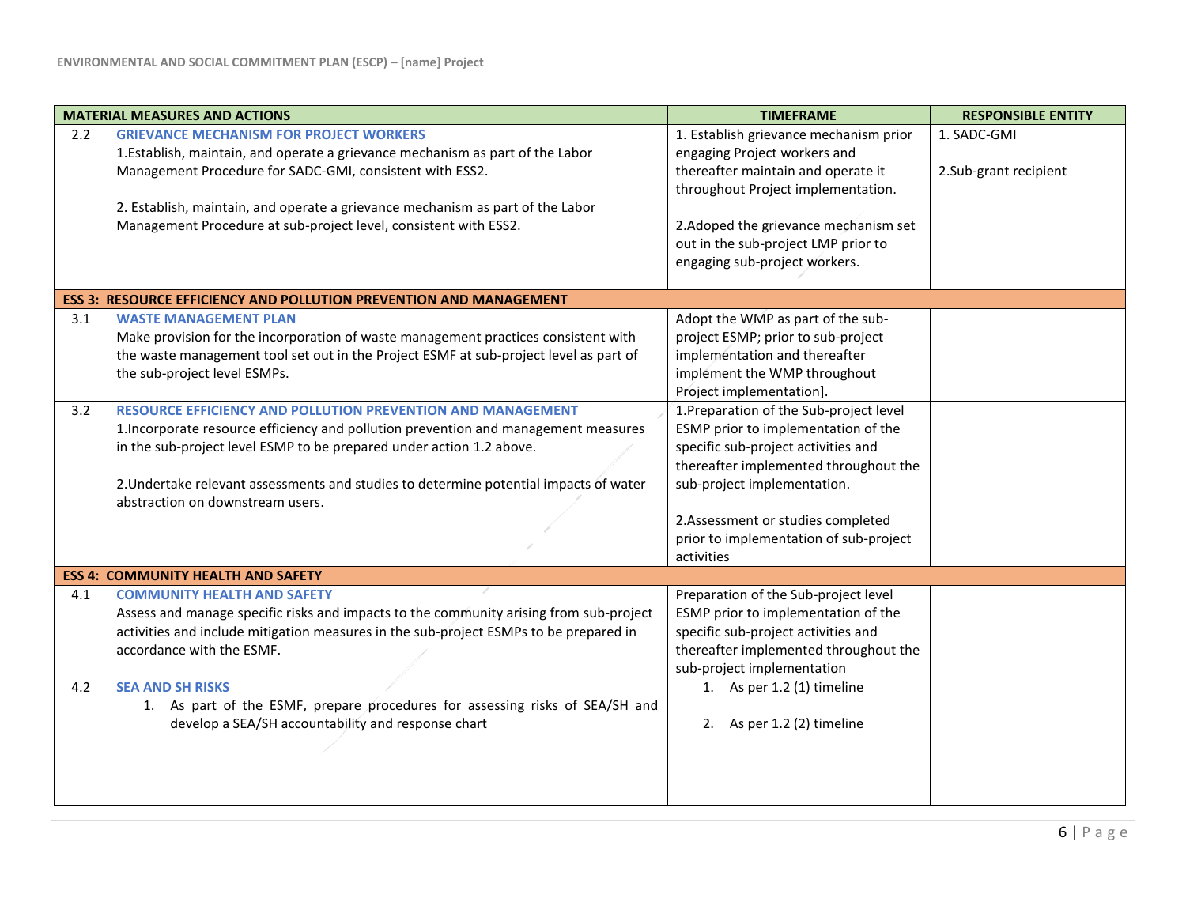| | MATERIAL MEASURES AND ACTIONS | TIMEFRAME | RESPONSIBLE ENTITY |
|---|---|---|---|
| 2.2 | **GRIEVANCE MECHANISM FOR PROJECT WORKERS**<br>1.Establish, maintain, and operate a grievance mechanism as part of the Labor Management Procedure for SADC-GMI, consistent with ESS2.<br><br>2. Establish, maintain, and operate a grievance mechanism as part of the Labor Management Procedure at sub-project level, consistent with ESS2. | 1. Establish grievance mechanism prior engaging Project workers and thereafter maintain and operate it throughout Project implementation.<br><br>2.Adoped the grievance mechanism set out in the sub-project LMP prior to engaging sub-project workers. | 1. SADC-GMI<br><br>2.Sub-grant recipient |
| **ESS 3: RESOURCE EFFICIENCY AND POLLUTION PREVENTION AND MANAGEMENT** | | | |
| 3.1 | **WASTE MANAGEMENT PLAN**<br>Make provision for the incorporation of waste management practices consistent with the waste management tool set out in the Project ESMF at sub-project level as part of the sub-project level ESMPs. | Adopt the WMP as part of the sub-project ESMP; prior to sub-project implementation and thereafter implement the WMP throughout Project implementation]. | |
| 3.2 | **RESOURCE EFFICIENCY AND POLLUTION PREVENTION AND MANAGEMENT**<br>1.Incorporate resource efficiency and pollution prevention and management measures in the sub-project level ESMP to be prepared under action 1.2 above.<br><br>2.Undertake relevant assessments and studies to determine potential impacts of water abstraction on downstream users. | 1.Preparation of the Sub-project level ESMP prior to implementation of the specific sub-project activities and thereafter implemented throughout the sub-project implementation.<br><br>2.Assessment or studies completed prior to implementation of sub-project activities | |
| **ESS 4: COMMUNITY HEALTH AND SAFETY** | | | |
| 4.1 | **COMMUNITY HEALTH AND SAFETY**<br>Assess and manage specific risks and impacts to the community arising from sub-project activities and include mitigation measures in the sub-project ESMPs to be prepared in accordance with the ESMF. | Preparation of the Sub-project level ESMP prior to implementation of the specific sub-project activities and thereafter implemented throughout the sub-project implementation | |
| 4.2 | **SEA AND SH RISKS**<br>1. As part of the ESMF, prepare procedures for assessing risks of SEA/SH and develop a SEA/SH accountability and response chart | 1. As per 1.2 (1) timeline<br><br>2. As per 1.2 (2) timeline | |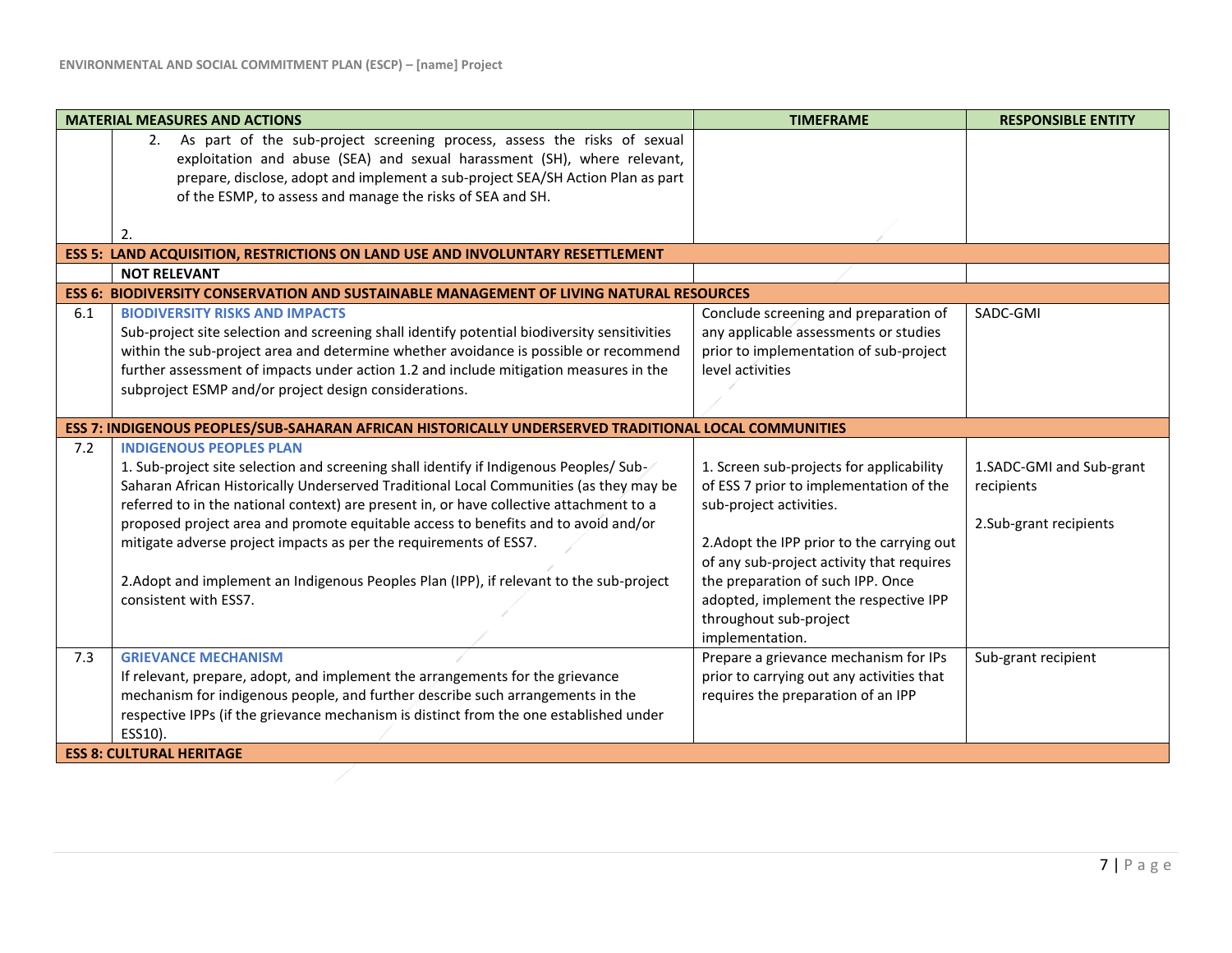| MATERIAL MEASURES AND ACTIONS | | TIMEFRAME | RESPONSIBLE ENTITY |
|---|---|---|---|
| | 2. As part of the sub-project screening process, assess the risks of sexual exploitation and abuse (SEA) and sexual harassment (SH), where relevant, prepare, disclose, adopt and implement a sub-project SEA/SH Action Plan as part of the ESMP, to assess and manage the risks of SEA and SH.<br><br>2. | | |
| **ESS 5: LAND ACQUISITION, RESTRICTIONS ON LAND USE AND INVOLUNTARY RESETTLEMENT** | | | |
| | **NOT RELEVANT** | | |
| **ESS 6: BIODIVERSITY CONSERVATION AND SUSTAINABLE MANAGEMENT OF LIVING NATURAL RESOURCES** | | | |
| 6.1 | **BIODIVERSITY RISKS AND IMPACTS**<br>Sub-project site selection and screening shall identify potential biodiversity sensitivities within the sub-project area and determine whether avoidance is possible or recommend further assessment of impacts under action 1.2 and include mitigation measures in the subproject ESMP and/or project design considerations. | Conclude screening and preparation of any applicable assessments or studies prior to implementation of sub-project level activities | SADC-GMI |
| **ESS 7: INDIGENOUS PEOPLES/SUB-SAHARAN AFRICAN HISTORICALLY UNDERSERVED TRADITIONAL LOCAL COMMUNITIES** | | | |
| 7.2 | **INDIGENOUS PEOPLES PLAN**<br>1. Sub-project site selection and screening shall identify if Indigenous Peoples/ Sub-Saharan African Historically Underserved Traditional Local Communities (as they may be referred to in the national context) are present in, or have collective attachment to a proposed project area and promote equitable access to benefits and to avoid and/or mitigate adverse project impacts as per the requirements of ESS7.<br><br>2.Adopt and implement an Indigenous Peoples Plan (IPP), if relevant to the sub-project consistent with ESS7. | 1. Screen sub-projects for applicability of ESS 7 prior to implementation of the sub-project activities.<br><br>2.Adopt the IPP prior to the carrying out of any sub-project activity that requires the preparation of such IPP. Once adopted, implement the respective IPP throughout sub-project implementation. | 1.SADC-GMI and Sub-grant recipients<br><br>2.Sub-grant recipients |
| 7.3 | **GRIEVANCE MECHANISM**<br>If relevant, prepare, adopt, and implement the arrangements for the grievance mechanism for indigenous people, and further describe such arrangements in the respective IPPs (if the grievance mechanism is distinct from the one established under ESS10). | Prepare a grievance mechanism for IPs prior to carrying out any activities that requires the preparation of an IPP | Sub-grant recipient |
| **ESS 8: CULTURAL HERITAGE** | | | |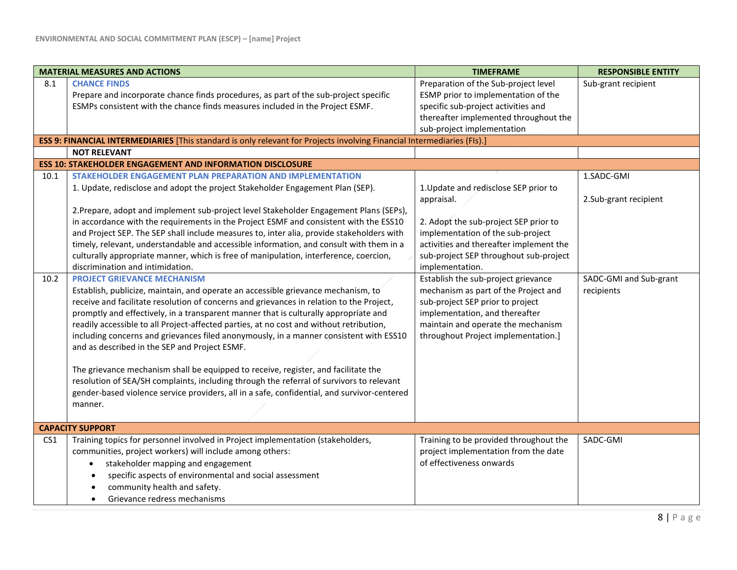| MATERIAL MEASURES AND ACTIONS | | TIMEFRAME | RESPONSIBLE ENTITY |
|---|---|---|---|
| 8.1 | **CHANCE FINDS**<br>Prepare and incorporate chance finds procedures, as part of the sub-project specific ESMPs consistent with the chance finds measures included in the Project ESMF. | Preparation of the Sub-project level ESMP prior to implementation of the specific sub-project activities and thereafter implemented throughout the sub-project implementation | Sub-grant recipient |
| **ESS 9: FINANCIAL INTERMEDIARIES** [This standard is only relevant for Projects involving Financial Intermediaries (FIs).] | | | |
| | **NOT RELEVANT** | | |
| **ESS 10: STAKEHOLDER ENGAGEMENT AND INFORMATION DISCLOSURE** | | | |
| 10.1 | **STAKEHOLDER ENGAGEMENT PLAN PREPARATION AND IMPLEMENTATION**<br>1. Update, redisclose and adopt the project Stakeholder Engagement Plan (SEP).<br><br>2.Prepare, adopt and implement sub-project level Stakeholder Engagement Plans (SEPs), in accordance with the requirements in the Project ESMF and consistent with the ESS10 and Project SEP. The SEP shall include measures to, inter alia, provide stakeholders with timely, relevant, understandable and accessible information, and consult with them in a culturally appropriate manner, which is free of manipulation, interference, coercion, discrimination and intimidation. | 1.Update and redisclose SEP prior to appraisal.<br><br>2. Adopt the sub-project SEP prior to implementation of the sub-project activities and thereafter implement the sub-project SEP throughout sub-project implementation. | 1.SADC-GMI<br><br>2.Sub-grant recipient |
| 10.2 | **PROJECT GRIEVANCE MECHANISM**<br>Establish, publicize, maintain, and operate an accessible grievance mechanism, to receive and facilitate resolution of concerns and grievances in relation to the Project, promptly and effectively, in a transparent manner that is culturally appropriate and readily accessible to all Project-affected parties, at no cost and without retribution, including concerns and grievances filed anonymously, in a manner consistent with ESS10 and as described in the SEP and Project ESMF.<br><br>The grievance mechanism shall be equipped to receive, register, and facilitate the resolution of SEA/SH complaints, including through the referral of survivors to relevant gender-based violence service providers, all in a safe, confidential, and survivor-centered manner. | Establish the sub-project grievance mechanism as part of the Project and sub-project SEP prior to project implementation, and thereafter maintain and operate the mechanism throughout Project implementation.] | SADC-GMI and Sub-grant recipients |
| **CAPACITY SUPPORT** | | | |
| CS1 | Training topics for personnel involved in Project implementation (stakeholders, communities, project workers) will include among others:<br>• stakeholder mapping and engagement<br>• specific aspects of environmental and social assessment<br>• community health and safety.<br>• Grievance redress mechanisms | Training to be provided throughout the project implementation from the date of effectiveness onwards | SADC-GMI |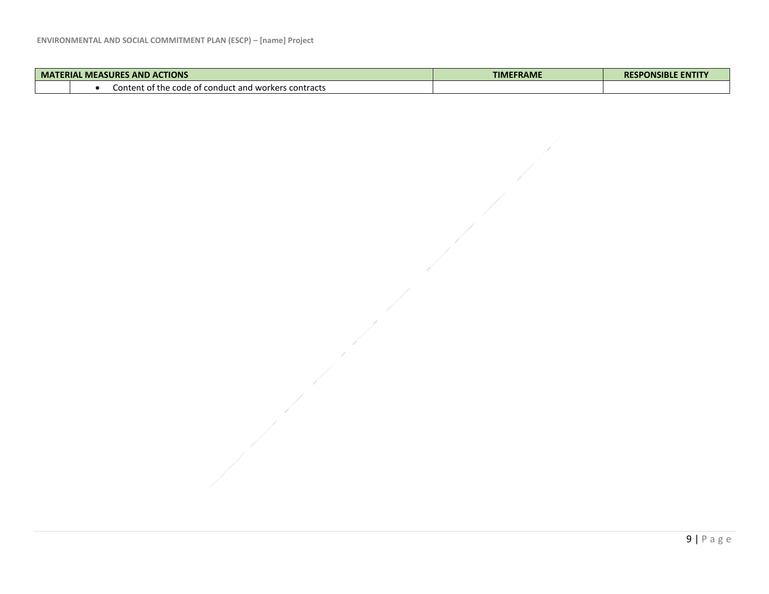| MATERIAL MEASURES AND ACTIONS | | TIMEFRAME | RESPONSIBLE ENTITY |
|---|---|---|---|
| | • Content of the code of conduct and workers contracts | | |